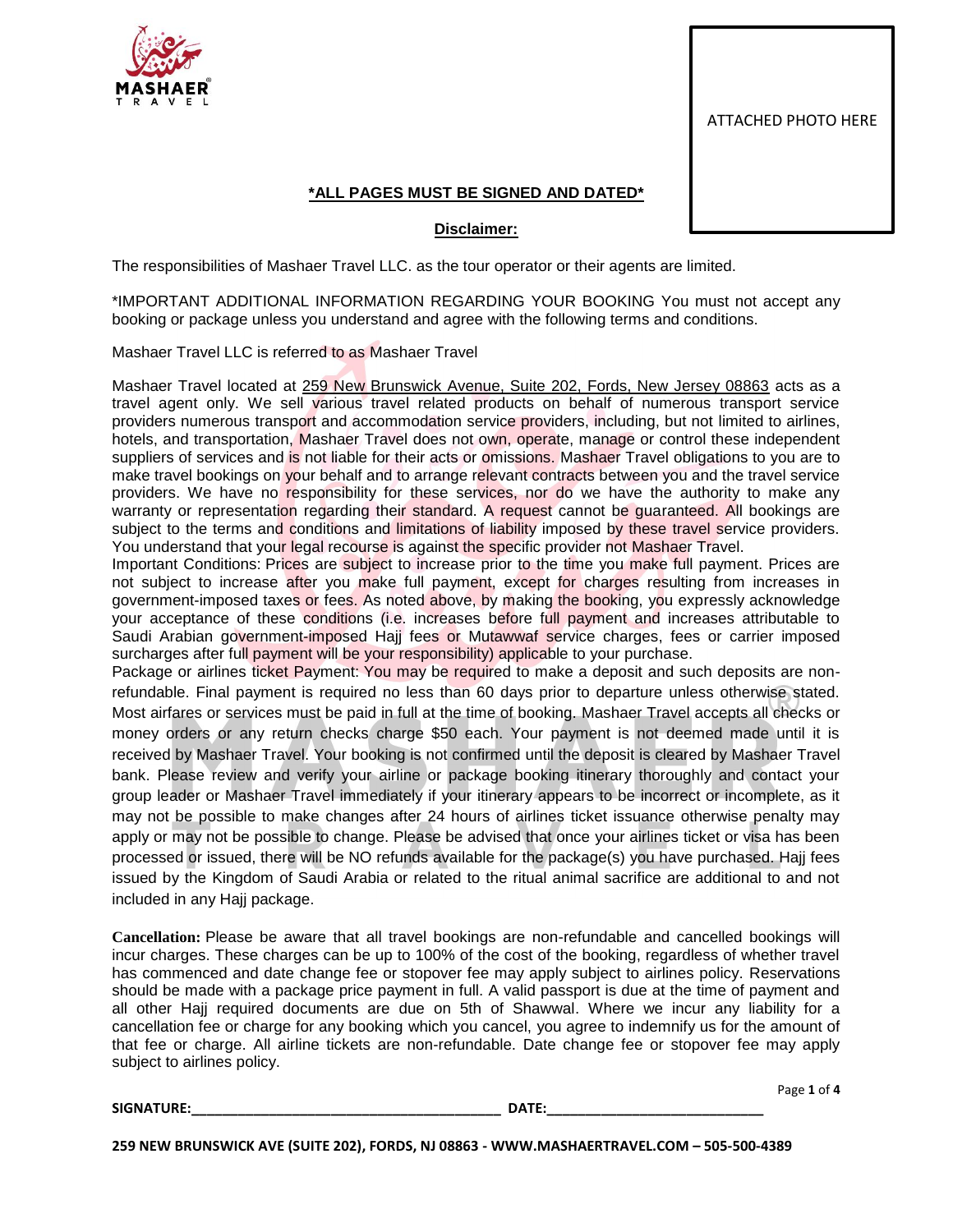ATTACHED PHOTO HERE

**\*ALL PAGES MUST BE SIGNED AND DATED\***

## Disclaimer:

The responsibilities of Mashaer Travel LLC. as the tour operator or their agents are limited.

\*IMPORTANT ADDITIONAL INFORMATION REGARDING YOUR BOOKING You must not accept any booking or package unless you understand and agree with the following terms and conditions.

Mashaer Travel LLC is referred to as Mashaer Travel

Mashaer Travel located at 259 New Brunswick Avenue, Suite 202, Fords, New Jersey 08863 acts as a travel agent only. We sell various travel related products on behalf of numerous transport service providers numerous transport and accommodation service providers, including, but not limited to airlines, hotels, and transportation, Mashaer Travel does not own, operate, manage or control these independent suppliers of services and is not liable for their acts or omissions. Mashaer Travel obligations to you are to make travel bookings on your behalf and to arrange relevant contracts between you and the travel service providers. We have no responsibility for these services, nor do we have the authority to make any warranty or representation regarding their standard. A request cannot be guaranteed. All bookings are subject to the terms and conditions and limitations of liability imposed by these travel service providers. You understand that your legal recourse is against the specific provider not Mashaer Travel.

Important Conditions: Prices are subject to increase prior to the time you make full payment. Prices are not subject to increase after you make full payment, except for charges resulting from increases in government-imposed taxes or fees. As noted above, by making the booking, you expressly acknowledge your acceptance of these conditions (i.e. increases before full payment and increases attributable to Saudi Arabian government-imposed Hajj fees or Mutawwaf service charges, fees or carrier imposed surcharges after full payment will be your responsibility) applicable to your purchase.

Package or airlines ticket Payment: You may be required to make a deposit and such deposits are non-refundable. Final payment is required no less than 60 days prior to departure unless otherwise stated. Most airfares or services must be paid in full at the time of booking. Mashaer Travel accepts all checks or money orders or any return checks charge $50 each. Your payment is not deemed made until it is received by Mashaer Travel. Your booking is not confirmed until the deposit is cleared by Mashaer Travel bank. Please review and verify your airline or package booking itinerary thoroughly and contact your group leader or Mashaer Travel immediately if your itinerary appears to be incorrect or incomplete, as it may not be possible to make changes after 24 hours of airlines ticket issuance otherwise penalty may apply or may not be possible to change. Please be advised that once your airlines ticket or visa has been processed or issued, there will be NO refunds available for the package(s) you have purchased. Hajj fees issued by the Kingdom of Saudi Arabia or related to the ritual animal sacrifice are additional to and not included in any Hajj package.

**Cancellation:** Please be aware that all travel bookings are non-refundable and cancelled bookings will incur charges. These charges can be up to 100% of the cost of the booking, regardless of whether travel has commenced and date change fee or stopover fee may apply subject to airlines policy. Reservations should be made with a package price payment in full. A valid passport is due at the time of payment and all other Hajj required documents are due on 5th of Shawwal. Where we incur any liability for a cancellation fee or charge for any booking which you cancel, you agree to indemnify us for the amount of that fee or charge. All airline tickets are non-refundable. Date change fee or stopover fee may apply subject to airlines policy.

**SIGNATURE:**\_\_\_\_\_\_\_\_\_\_\_\_\_\_\_\_\_\_\_\_\_\_\_\_\_\_\_\_\_\_\_\_\_\_\_\_\_\_\_\_ **DATE:**\_\_\_\_\_\_\_\_\_\_\_\_\_\_\_\_\_\_\_\_\_\_\_\_\_\_\_\_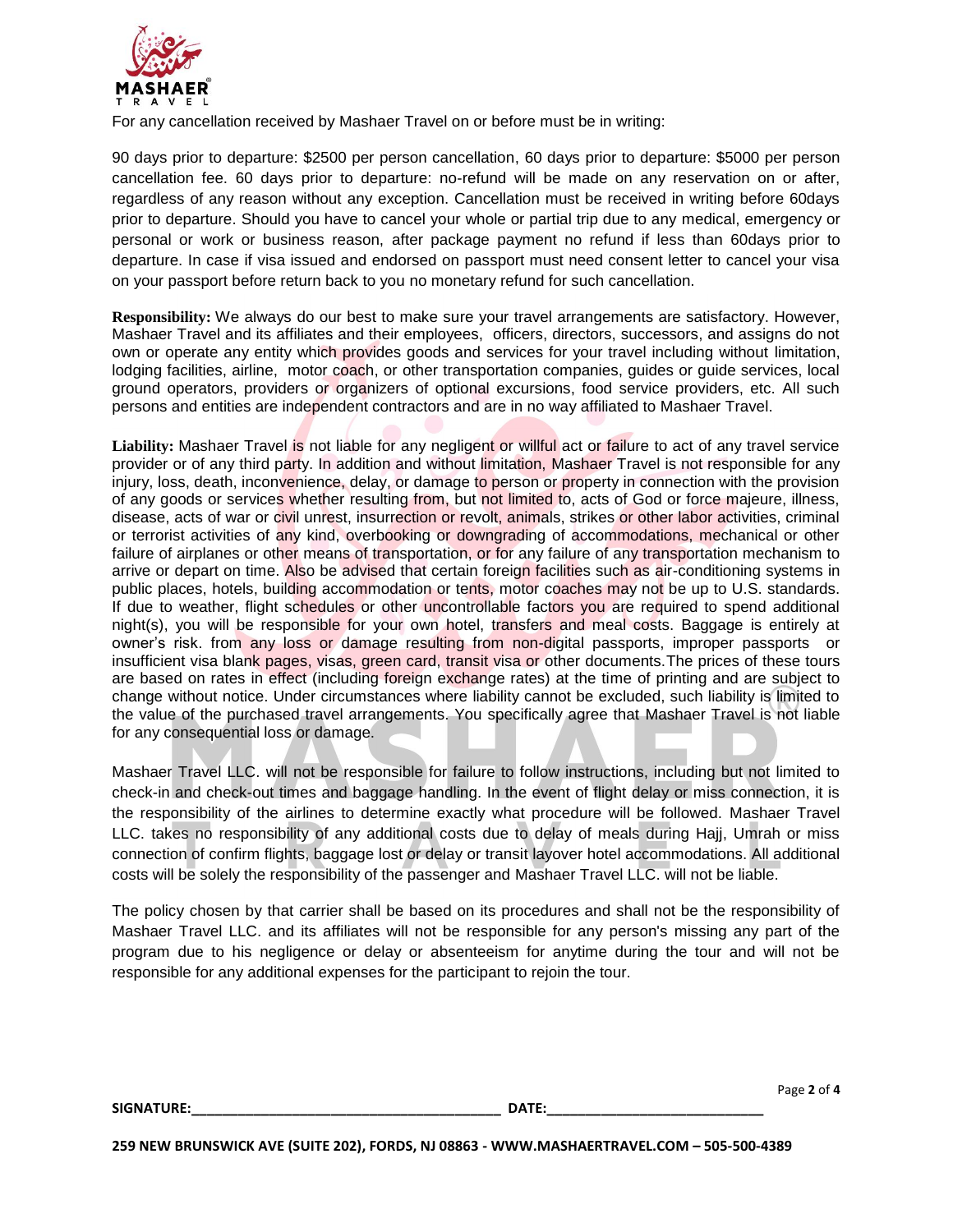For any cancellation received by Mashaer Travel on or before must be in writing:

90 days prior to departure: $2500 per person cancellation, 60 days prior to departure: $5000 per person cancellation fee. 60 days prior to departure: no-refund will be made on any reservation on or after, regardless of any reason without any exception. Cancellation must be received in writing before 60days prior to departure. Should you have to cancel your whole or partial trip due to any medical, emergency or personal or work or business reason, after package payment no refund if less than 60days prior to departure. In case if visa issued and endorsed on passport must need consent letter to cancel your visa on your passport before return back to you no monetary refund for such cancellation.

**Responsibility:** We always do our best to make sure your travel arrangements are satisfactory. However, Mashaer Travel and its affiliates and their employees, officers, directors, successors, and assigns do not own or operate any entity which provides goods and services for your travel including without limitation, lodging facilities, airline, motor coach, or other transportation companies, guides or guide services, local ground operators, providers or organizers of optional excursions, food service providers, etc. All such persons and entities are independent contractors and are in no way affiliated to Mashaer Travel.

**Liability:** Mashaer Travel is not liable for any negligent or willful act or failure to act of any travel service provider or of any third party. In addition and without limitation, Mashaer Travel is not responsible for any injury, loss, death, inconvenience, delay, or damage to person or property in connection with the provision of any goods or services whether resulting from, but not limited to, acts of God or force majeure, illness, disease, acts of war or civil unrest, insurrection or revolt, animals, strikes or other labor activities, criminal or terrorist activities of any kind, overbooking or downgrading of accommodations, mechanical or other failure of airplanes or other means of transportation, or for any failure of any transportation mechanism to arrive or depart on time. Also be advised that certain foreign facilities such as air-conditioning systems in public places, hotels, building accommodation or tents, motor coaches may not be up to U.S. standards. If due to weather, flight schedules or other uncontrollable factors you are required to spend additional night(s), you will be responsible for your own hotel, transfers and meal costs. Baggage is entirely at owner's risk. from any loss or damage resulting from non-digital passports, improper passports or insufficient visa blank pages, visas, green card, transit visa or other documents.The prices of these tours are based on rates in effect (including foreign exchange rates) at the time of printing and are subject to change without notice. Under circumstances where liability cannot be excluded, such liability is limited to the value of the purchased travel arrangements. You specifically agree that Mashaer Travel is not liable for any consequential loss or damage.

Mashaer Travel LLC. will not be responsible for failure to follow instructions, including but not limited to check-in and check-out times and baggage handling. In the event of flight delay or miss connection, it is the responsibility of the airlines to determine exactly what procedure will be followed. Mashaer Travel LLC. takes no responsibility of any additional costs due to delay of meals during Hajj, Umrah or miss connection of confirm flights, baggage lost or delay or transit layover hotel accommodations. All additional costs will be solely the responsibility of the passenger and Mashaer Travel LLC. will not be liable.

The policy chosen by that carrier shall be based on its procedures and shall not be the responsibility of Mashaer Travel LLC. and its affiliates will not be responsible for any person's missing any part of the program due to his negligence or delay or absenteeism for anytime during the tour and will not be responsible for any additional expenses for the participant to rejoin the tour.

**SIGNATURE:**\_\_\_\_\_\_\_\_\_\_\_\_\_\_\_\_\_\_\_\_\_\_\_\_\_\_\_\_\_\_\_\_\_\_\_\_\_\_\_\_ **DATE:**\_\_\_\_\_\_\_\_\_\_\_\_\_\_\_\_\_\_\_\_\_\_\_\_\_\_\_\_\_\_

**259 NEW BRUNSWICK AVE (SUITE 202), FORDS, NJ 08863 - WWW.MASHAERTRAVEL.COM – 505-500-4389**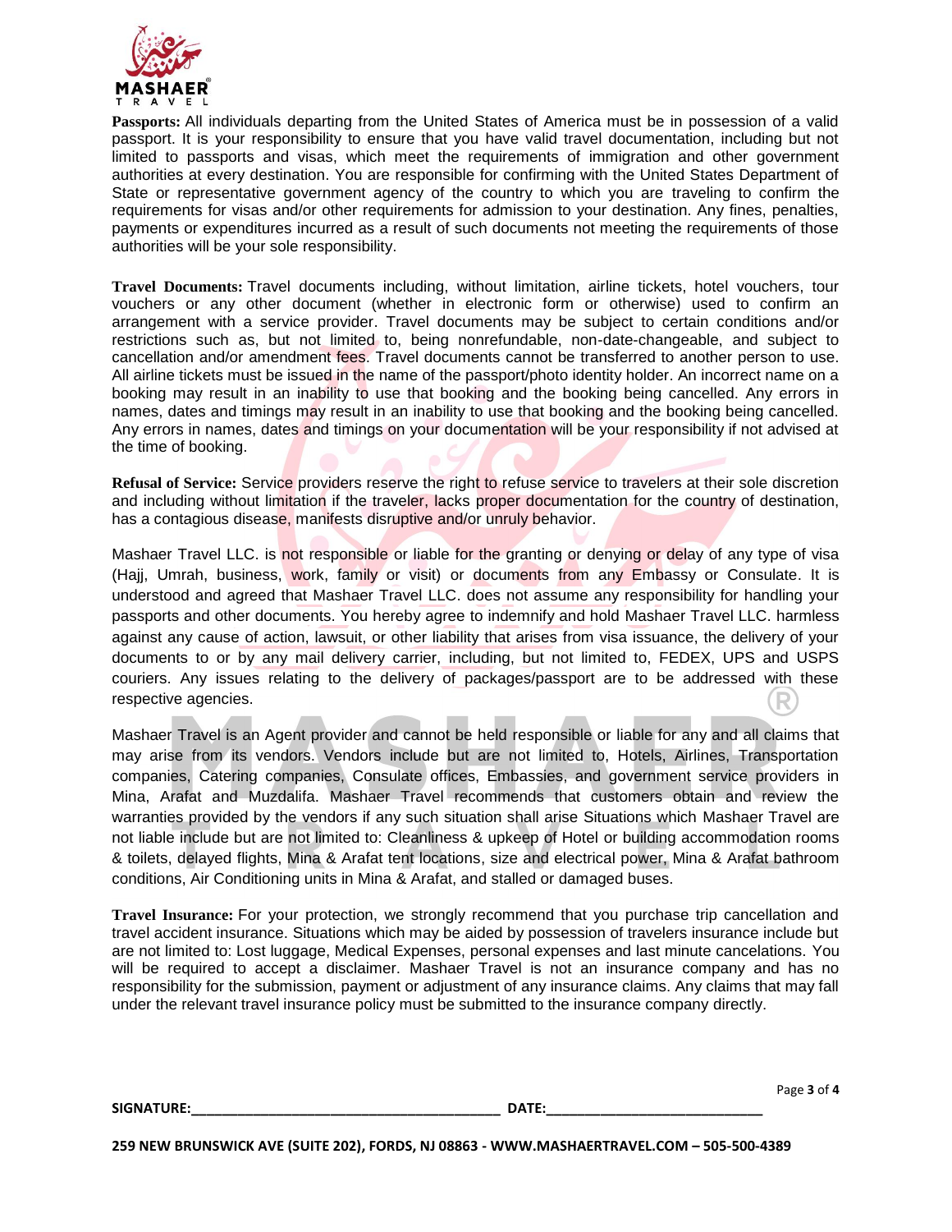**Passports:** All individuals departing from the United States of America must be in possession of a valid passport. It is your responsibility to ensure that you have valid travel documentation, including but not limited to passports and visas, which meet the requirements of immigration and other government authorities at every destination. You are responsible for confirming with the United States Department of State or representative government agency of the country to which you are traveling to confirm the requirements for visas and/or other requirements for admission to your destination. Any fines, penalties, payments or expenditures incurred as a result of such documents not meeting the requirements of those authorities will be your sole responsibility.

**Travel Documents:** Travel documents including, without limitation, airline tickets, hotel vouchers, tour vouchers or any other document (whether in electronic form or otherwise) used to confirm an arrangement with a service provider. Travel documents may be subject to certain conditions and/or restrictions such as, but not limited to, being nonrefundable, non-date-changeable, and subject to cancellation and/or amendment fees. Travel documents cannot be transferred to another person to use. All airline tickets must be issued in the name of the passport/photo identity holder. An incorrect name on a booking may result in an inability to use that booking and the booking being cancelled. Any errors in names, dates and timings may result in an inability to use that booking and the booking being cancelled. Any errors in names, dates and timings on your documentation will be your responsibility if not advised at the time of booking.

**Refusal of Service:** Service providers reserve the right to refuse service to travelers at their sole discretion and including without limitation if the traveler, lacks proper documentation for the country of destination, has a contagious disease, manifests disruptive and/or unruly behavior.

Mashaer Travel LLC. is not responsible or liable for the granting or denying or delay of any type of visa (Hajj, Umrah, business, work, family or visit) or documents from any Embassy or Consulate. It is understood and agreed that Mashaer Travel LLC. does not assume any responsibility for handling your passports and other documents. You hereby agree to indemnify and hold Mashaer Travel LLC. harmless against any cause of action, lawsuit, or other liability that arises from visa issuance, the delivery of your documents to or by any mail delivery carrier, including, but not limited to, FEDEX, UPS and USPS couriers. Any issues relating to the delivery of packages/passport are to be addressed with these respective agencies.

Mashaer Travel is an Agent provider and cannot be held responsible or liable for any and all claims that may arise from its vendors. Vendors include but are not limited to, Hotels, Airlines, Transportation companies, Catering companies, Consulate offices, Embassies, and government service providers in Mina, Arafat and Muzdalifa. Mashaer Travel recommends that customers obtain and review the warranties provided by the vendors if any such situation shall arise Situations which Mashaer Travel are not liable include but are not limited to: Cleanliness & upkeep of Hotel or building accommodation rooms & toilets, delayed flights, Mina & Arafat tent locations, size and electrical power, Mina & Arafat bathroom conditions, Air Conditioning units in Mina & Arafat, and stalled or damaged buses.

**Travel Insurance:** For your protection, we strongly recommend that you purchase trip cancellation and travel accident insurance. Situations which may be aided by possession of travelers insurance include but are not limited to: Lost luggage, Medical Expenses, personal expenses and last minute cancelations. You will be required to accept a disclaimer. Mashaer Travel is not an insurance company and has no responsibility for the submission, payment or adjustment of any insurance claims. Any claims that may fall under the relevant travel insurance policy must be submitted to the insurance company directly.

**SIGNATURE:**\_\_\_\_\_\_\_\_\_\_\_\_\_\_\_\_\_\_\_\_\_\_\_\_\_\_\_\_\_\_\_\_\_\_\_\_\_\_\_\_ **DATE:**\_\_\_\_\_\_\_\_\_\_\_\_\_\_\_\_\_\_\_\_\_\_\_\_\_\_\_\_\_\_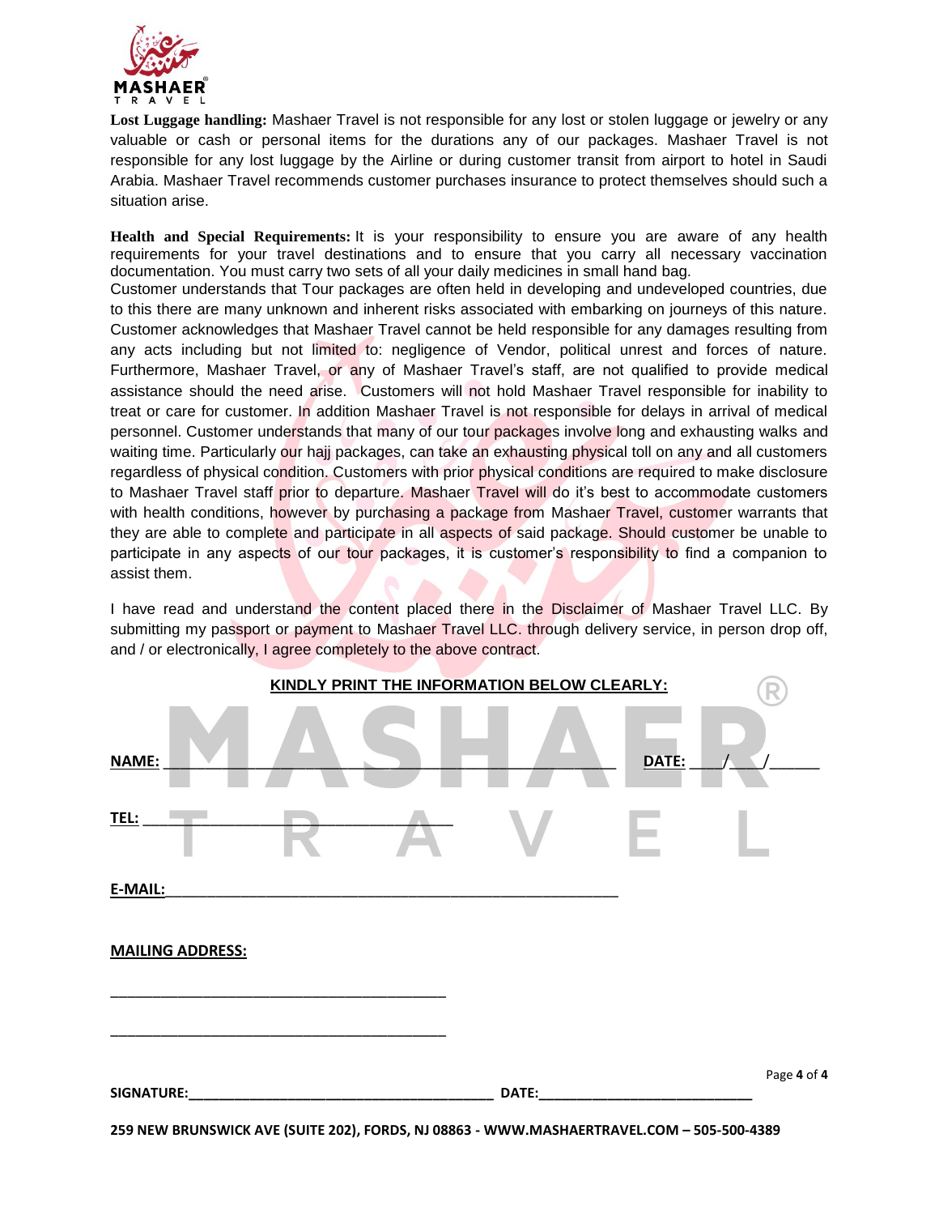**Lost Luggage handling:** Mashaer Travel is not responsible for any lost or stolen luggage or jewelry or any valuable or cash or personal items for the durations any of our packages. Mashaer Travel is not responsible for any lost luggage by the Airline or during customer transit from airport to hotel in Saudi Arabia. Mashaer Travel recommends customer purchases insurance to protect themselves should such a situation arise.

**Health and Special Requirements:** It is your responsibility to ensure you are aware of any health requirements for your travel destinations and to ensure that you carry all necessary vaccination documentation. You must carry two sets of all your daily medicines in small hand bag.
Customer understands that Tour packages are often held in developing and undeveloped countries, due to this there are many unknown and inherent risks associated with embarking on journeys of this nature. Customer acknowledges that Mashaer Travel cannot be held responsible for any damages resulting from any acts including but not limited to: negligence of Vendor, political unrest and forces of nature. Furthermore, Mashaer Travel, or any of Mashaer Travel's staff, are not qualified to provide medical assistance should the need arise. Customers will not hold Mashaer Travel responsible for inability to treat or care for customer. In addition Mashaer Travel is not responsible for delays in arrival of medical personnel. Customer understands that many of our tour packages involve long and exhausting walks and waiting time. Particularly our hajj packages, can take an exhausting physical toll on any and all customers regardless of physical condition. Customers with prior physical conditions are required to make disclosure to Mashaer Travel staff prior to departure. Mashaer Travel will do it's best to accommodate customers with health conditions, however by purchasing a package from Mashaer Travel, customer warrants that they are able to complete and participate in all aspects of said package. Should customer be unable to participate in any aspects of our tour packages, it is customer's responsibility to find a companion to assist them.

I have read and understand the content placed there in the Disclaimer of Mashaer Travel LLC. By submitting my passport or payment to Mashaer Travel LLC. through delivery service, in person drop off, and / or electronically, I agree completely to the above contract.

**KINDLY PRINT THE INFORMATION BELOW CLEARLY:**

**NAME:** ________________________________________ **DATE:** ____/____/______

**TEL:** ______________________________

**E-MAIL:** ________________________________________

**MAILING ADDRESS:**

________________________________________

________________________________________

**SIGNATURE:** ________________________________ **DATE:** ______________________

**259 NEW BRUNSWICK AVE (SUITE 202), FORDS, NJ 08863 - WWW.MASHAERTRAVEL.COM – 505-500-4389**